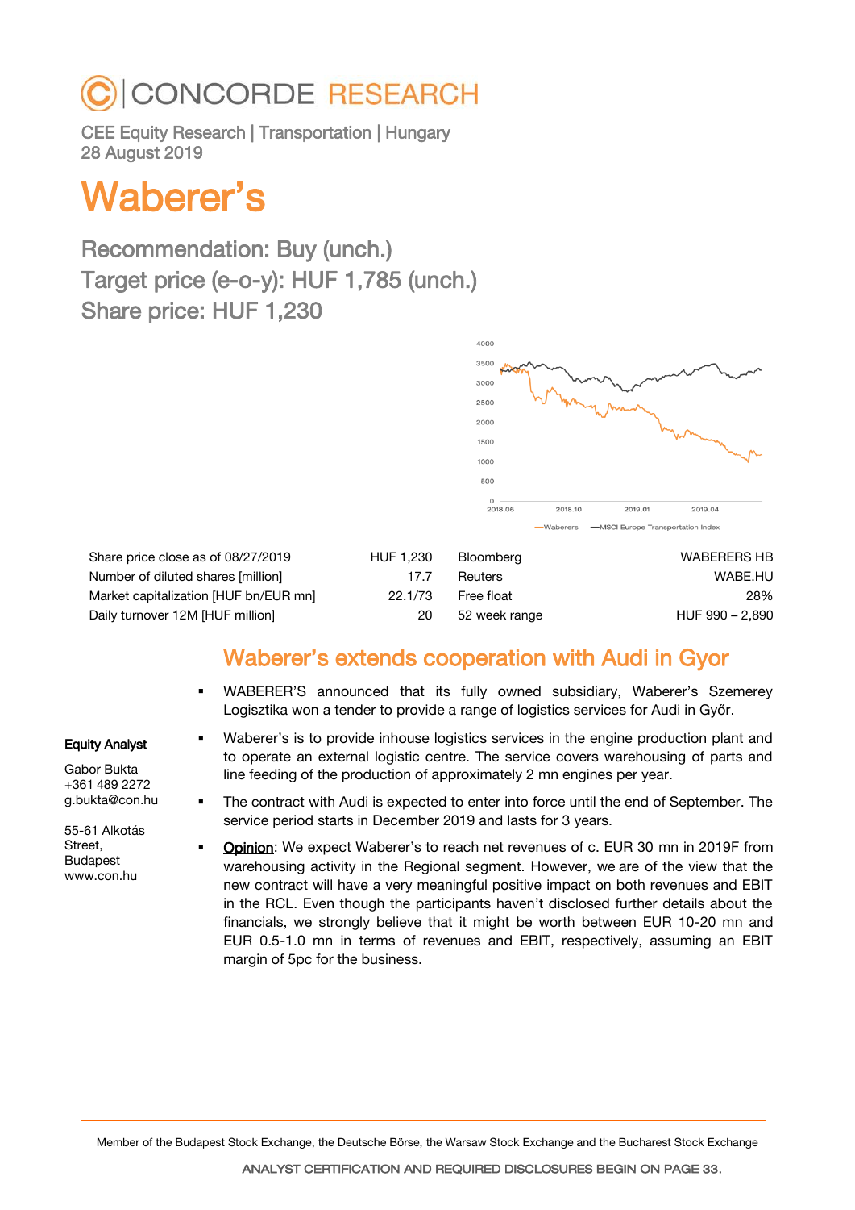# CONCORDE RESEARCH

CEE Equity Research | Transportation | Hungary
28 August 2019

# Waberer's

## Recommendation: Buy (unch.)
## Target price (e-o-y): HUF 1,785 (unch.)
## Share price: HUF 1,230

| | | | |
|---|---|---|---|
| Share price close as of 08/27/2019 | HUF 1,230 | Bloomberg | WABERERS HB |
| Number of diluted shares [million] | 17.7 | Reuters | WABE.HU |
| Market capitalization [HUF bn/EUR mn] | 22.1/73 | Free float | 28% |
| Daily turnover 12M [HUF million] | 20 | 52 week range | HUF 990 – 2,890 |

**Equity Analyst**

Gabor Bukta
+361 489 2272
g.bukta@con.hu

55-61 Alkotás Street,
Budapest
www.con.hu

## Waberer's extends cooperation with Audi in Gyor

- WABERER'S announced that its fully owned subsidiary, Waberer's Szemerey Logisztika won a tender to provide a range of logistics services for Audi in Győr.
- Waberer's is to provide inhouse logistics services in the engine production plant and to operate an external logistic centre. The service covers warehousing of parts and line feeding of the production of approximately 2 mn engines per year.
- The contract with Audi is expected to enter into force until the end of September. The service period starts in December 2019 and lasts for 3 years.
- Opinion: We expect Waberer's to reach net revenues of c. EUR 30 mn in 2019F from warehousing activity in the Regional segment. However, we are of the view that the new contract will have a very meaningful positive impact on both revenues and EBIT in the RCL. Even though the participants haven't disclosed further details about the financials, we strongly believe that it might be worth between EUR 10-20 mn and EUR 0.5-1.0 mn in terms of revenues and EBIT, respectively, assuming an EBIT margin of 5pc for the business.

Member of the Budapest Stock Exchange, the Deutsche Börse, the Warsaw Stock Exchange and the Bucharest Stock Exchange

ANALYST CERTIFICATION AND REQUIRED DISCLOSURES BEGIN ON PAGE 33.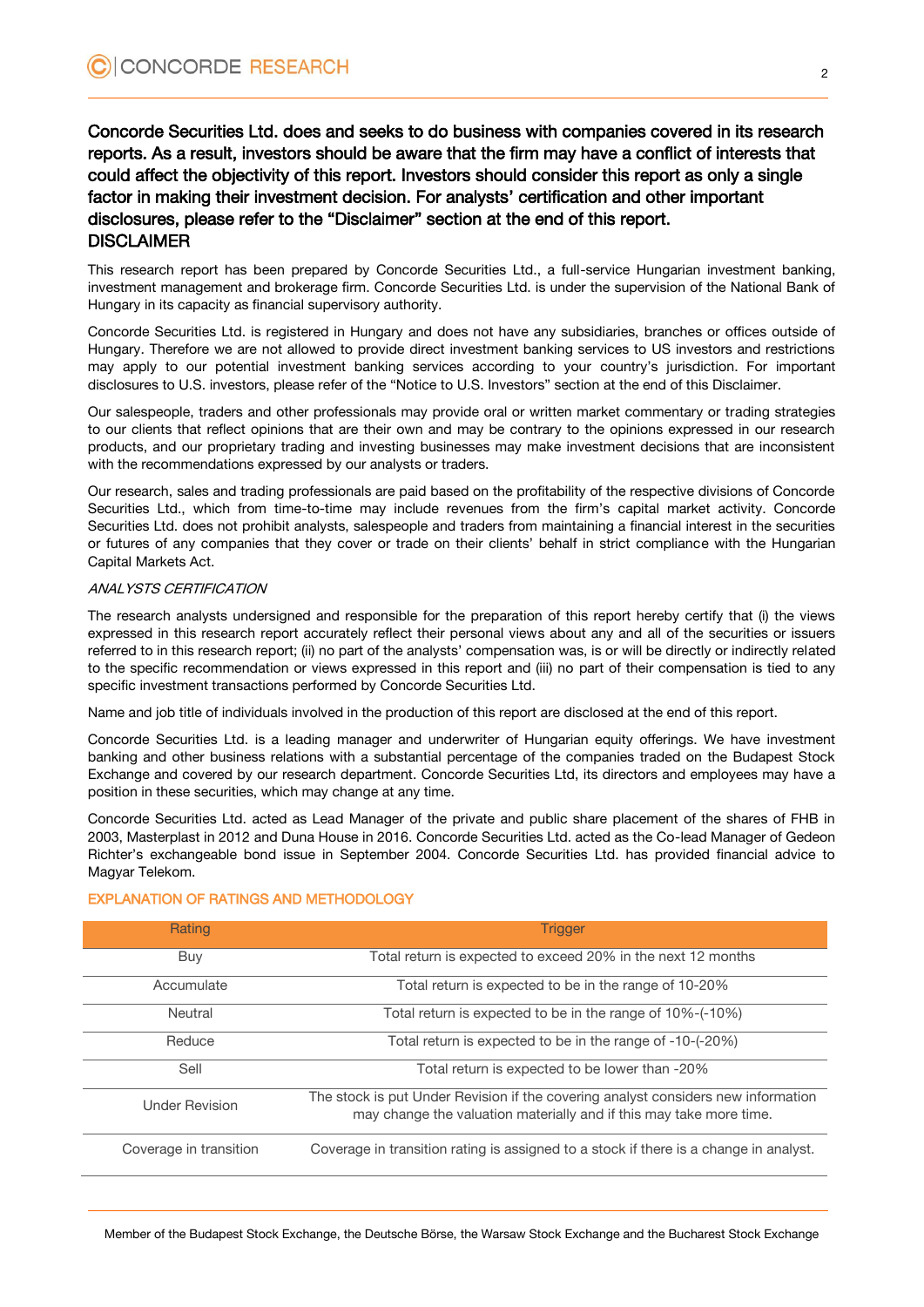**Concorde Securities Ltd. does and seeks to do business with companies covered in its research reports. As a result, investors should be aware that the firm may have a conflict of interests that could affect the objectivity of this report. Investors should consider this report as only a single factor in making their investment decision. For analysts' certification and other important disclosures, please refer to the "Disclaimer" section at the end of this report.**

## DISCLAIMER

This research report has been prepared by Concorde Securities Ltd., a full-service Hungarian investment banking, investment management and brokerage firm. Concorde Securities Ltd. is under the supervision of the National Bank of Hungary in its capacity as financial supervisory authority.

Concorde Securities Ltd. is registered in Hungary and does not have any subsidiaries, branches or offices outside of Hungary. Therefore we are not allowed to provide direct investment banking services to US investors and restrictions may apply to our potential investment banking services according to your country's jurisdiction. For important disclosures to U.S. investors, please refer of the "Notice to U.S. Investors" section at the end of this Disclaimer.

Our salespeople, traders and other professionals may provide oral or written market commentary or trading strategies to our clients that reflect opinions that are their own and may be contrary to the opinions expressed in our research products, and our proprietary trading and investing businesses may make investment decisions that are inconsistent with the recommendations expressed by our analysts or traders.

Our research, sales and trading professionals are paid based on the profitability of the respective divisions of Concorde Securities Ltd., which from time-to-time may include revenues from the firm's capital market activity. Concorde Securities Ltd. does not prohibit analysts, salespeople and traders from maintaining a financial interest in the securities or futures of any companies that they cover or trade on their clients' behalf in strict compliance with the Hungarian Capital Markets Act.

*ANALYSTS CERTIFICATION*

The research analysts undersigned and responsible for the preparation of this report hereby certify that (i) the views expressed in this research report accurately reflect their personal views about any and all of the securities or issuers referred to in this research report; (ii) no part of the analysts' compensation was, is or will be directly or indirectly related to the specific recommendation or views expressed in this report and (iii) no part of their compensation is tied to any specific investment transactions performed by Concorde Securities Ltd.

Name and job title of individuals involved in the production of this report are disclosed at the end of this report.

Concorde Securities Ltd. is a leading manager and underwriter of Hungarian equity offerings. We have investment banking and other business relations with a substantial percentage of the companies traded on the Budapest Stock Exchange and covered by our research department. Concorde Securities Ltd, its directors and employees may have a position in these securities, which may change at any time.

Concorde Securities Ltd. acted as Lead Manager of the private and public share placement of the shares of FHB in 2003, Masterplast in 2012 and Duna House in 2016. Concorde Securities Ltd. acted as the Co-lead Manager of Gedeon Richter's exchangeable bond issue in September 2004. Concorde Securities Ltd. has provided financial advice to Magyar Telekom.

## EXPLANATION OF RATINGS AND METHODOLOGY

| Rating | Trigger |
|---|---|
| Buy | Total return is expected to exceed 20% in the next 12 months |
| Accumulate | Total return is expected to be in the range of 10-20% |
| Neutral | Total return is expected to be in the range of 10%-(-10%) |
| Reduce | Total return is expected to be in the range of -10-(-20%) |
| Sell | Total return is expected to be lower than -20% |
| Under Revision | The stock is put Under Revision if the covering analyst considers new information may change the valuation materially and if this may take more time. |
| Coverage in transition | Coverage in transition rating is assigned to a stock if there is a change in analyst. |

Member of the Budapest Stock Exchange, the Deutsche Börse, the Warsaw Stock Exchange and the Bucharest Stock Exchange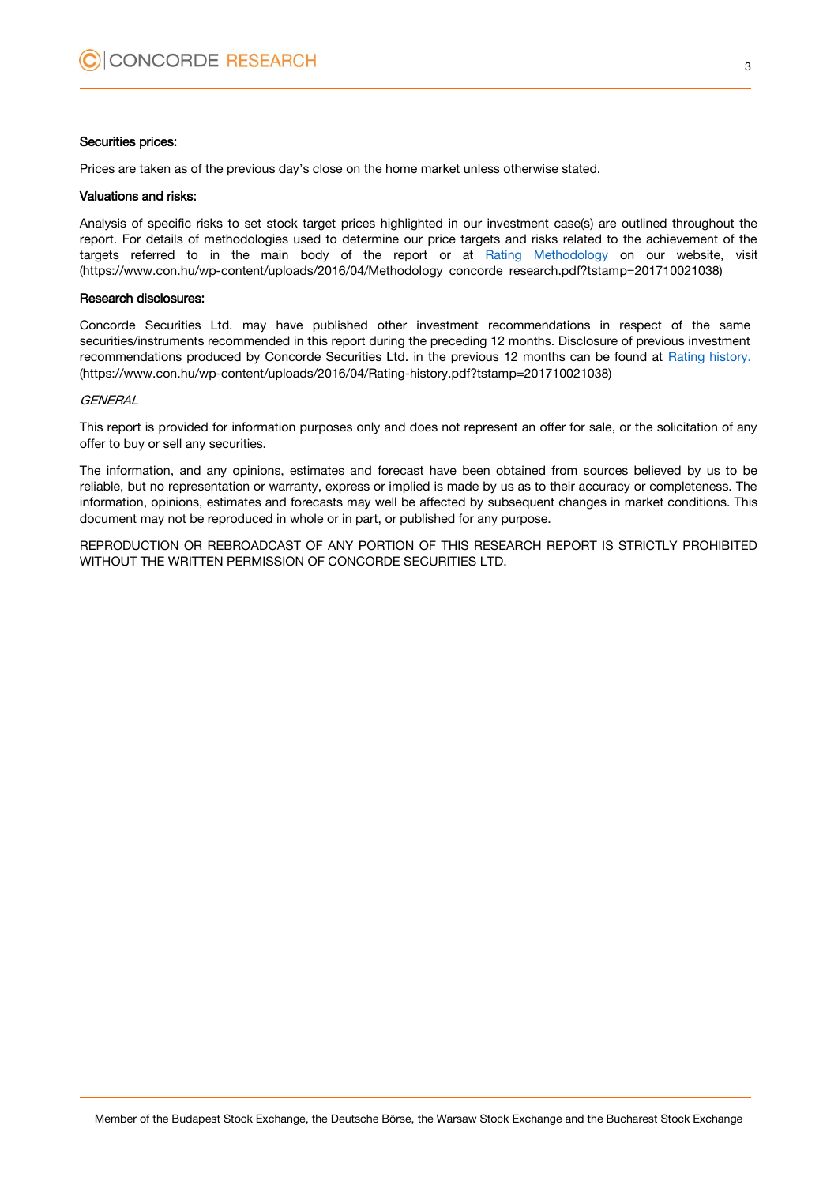**Securities prices:**

Prices are taken as of the previous day's close on the home market unless otherwise stated.

**Valuations and risks:**

Analysis of specific risks to set stock target prices highlighted in our investment case(s) are outlined throughout the report. For details of methodologies used to determine our price targets and risks related to the achievement of the targets referred to in the main body of the report or at [Rating Methodology](https://www.con.hu/wp-content/uploads/2016/04/Methodology_concorde_research.pdf?tstamp=201710021038) on our website, visit (https://www.con.hu/wp-content/uploads/2016/04/Methodology_concorde_research.pdf?tstamp=201710021038)

**Research disclosures:**

Concorde Securities Ltd. may have published other investment recommendations in respect of the same securities/instruments recommended in this report during the preceding 12 months. Disclosure of previous investment recommendations produced by Concorde Securities Ltd. in the previous 12 months can be found at [Rating history.](https://www.con.hu/wp-content/uploads/2016/04/Rating-history.pdf?tstamp=201710021038) (https://www.con.hu/wp-content/uploads/2016/04/Rating-history.pdf?tstamp=201710021038)

*GENERAL*

This report is provided for information purposes only and does not represent an offer for sale, or the solicitation of any offer to buy or sell any securities.

The information, and any opinions, estimates and forecast have been obtained from sources believed by us to be reliable, but no representation or warranty, express or implied is made by us as to their accuracy or completeness. The information, opinions, estimates and forecasts may well be affected by subsequent changes in market conditions. This document may not be reproduced in whole or in part, or published for any purpose.

REPRODUCTION OR REBROADCAST OF ANY PORTION OF THIS RESEARCH REPORT IS STRICTLY PROHIBITED WITHOUT THE WRITTEN PERMISSION OF CONCORDE SECURITIES LTD.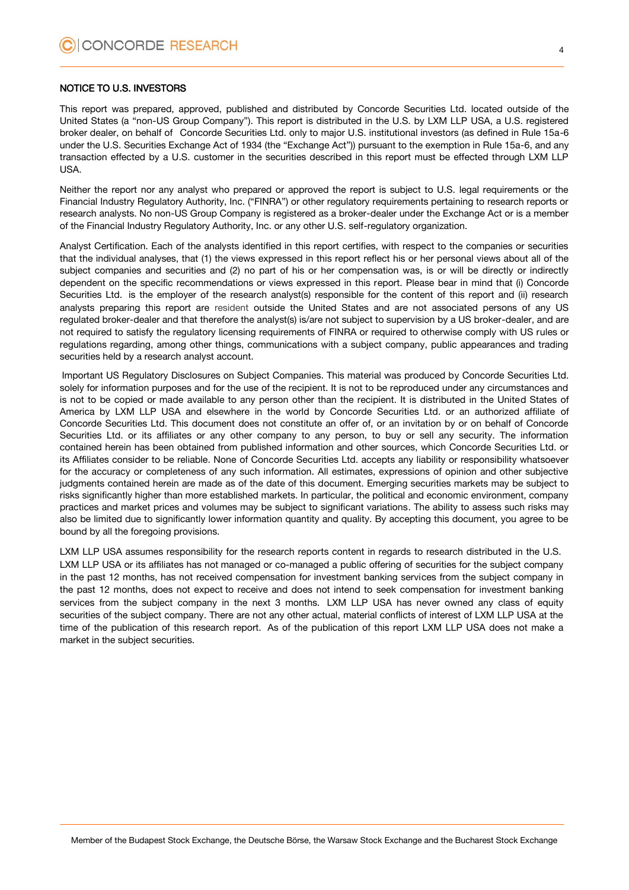## NOTICE TO U.S. INVESTORS

This report was prepared, approved, published and distributed by Concorde Securities Ltd. located outside of the United States (a "non-US Group Company"). This report is distributed in the U.S. by LXM LLP USA, a U.S. registered broker dealer, on behalf of Concorde Securities Ltd. only to major U.S. institutional investors (as defined in Rule 15a-6 under the U.S. Securities Exchange Act of 1934 (the "Exchange Act")) pursuant to the exemption in Rule 15a-6, and any transaction effected by a U.S. customer in the securities described in this report must be effected through LXM LLP USA.

Neither the report nor any analyst who prepared or approved the report is subject to U.S. legal requirements or the Financial Industry Regulatory Authority, Inc. ("FINRA") or other regulatory requirements pertaining to research reports or research analysts. No non-US Group Company is registered as a broker-dealer under the Exchange Act or is a member of the Financial Industry Regulatory Authority, Inc. or any other U.S. self-regulatory organization.

Analyst Certification. Each of the analysts identified in this report certifies, with respect to the companies or securities that the individual analyses, that (1) the views expressed in this report reflect his or her personal views about all of the subject companies and securities and (2) no part of his or her compensation was, is or will be directly or indirectly dependent on the specific recommendations or views expressed in this report. Please bear in mind that (i) Concorde Securities Ltd. is the employer of the research analyst(s) responsible for the content of this report and (ii) research analysts preparing this report are resident outside the United States and are not associated persons of any US regulated broker-dealer and that therefore the analyst(s) is/are not subject to supervision by a US broker-dealer, and are not required to satisfy the regulatory licensing requirements of FINRA or required to otherwise comply with US rules or regulations regarding, among other things, communications with a subject company, public appearances and trading securities held by a research analyst account.

Important US Regulatory Disclosures on Subject Companies. This material was produced by Concorde Securities Ltd. solely for information purposes and for the use of the recipient. It is not to be reproduced under any circumstances and is not to be copied or made available to any person other than the recipient. It is distributed in the United States of America by LXM LLP USA and elsewhere in the world by Concorde Securities Ltd. or an authorized affiliate of Concorde Securities Ltd. This document does not constitute an offer of, or an invitation by or on behalf of Concorde Securities Ltd. or its affiliates or any other company to any person, to buy or sell any security. The information contained herein has been obtained from published information and other sources, which Concorde Securities Ltd. or its Affiliates consider to be reliable. None of Concorde Securities Ltd. accepts any liability or responsibility whatsoever for the accuracy or completeness of any such information. All estimates, expressions of opinion and other subjective judgments contained herein are made as of the date of this document. Emerging securities markets may be subject to risks significantly higher than more established markets. In particular, the political and economic environment, company practices and market prices and volumes may be subject to significant variations. The ability to assess such risks may also be limited due to significantly lower information quantity and quality. By accepting this document, you agree to be bound by all the foregoing provisions.

LXM LLP USA assumes responsibility for the research reports content in regards to research distributed in the U.S. LXM LLP USA or its affiliates has not managed or co-managed a public offering of securities for the subject company in the past 12 months, has not received compensation for investment banking services from the subject company in the past 12 months, does not expect to receive and does not intend to seek compensation for investment banking services from the subject company in the next 3 months. LXM LLP USA has never owned any class of equity securities of the subject company. There are not any other actual, material conflicts of interest of LXM LLP USA at the time of the publication of this research report. As of the publication of this report LXM LLP USA does not make a market in the subject securities.